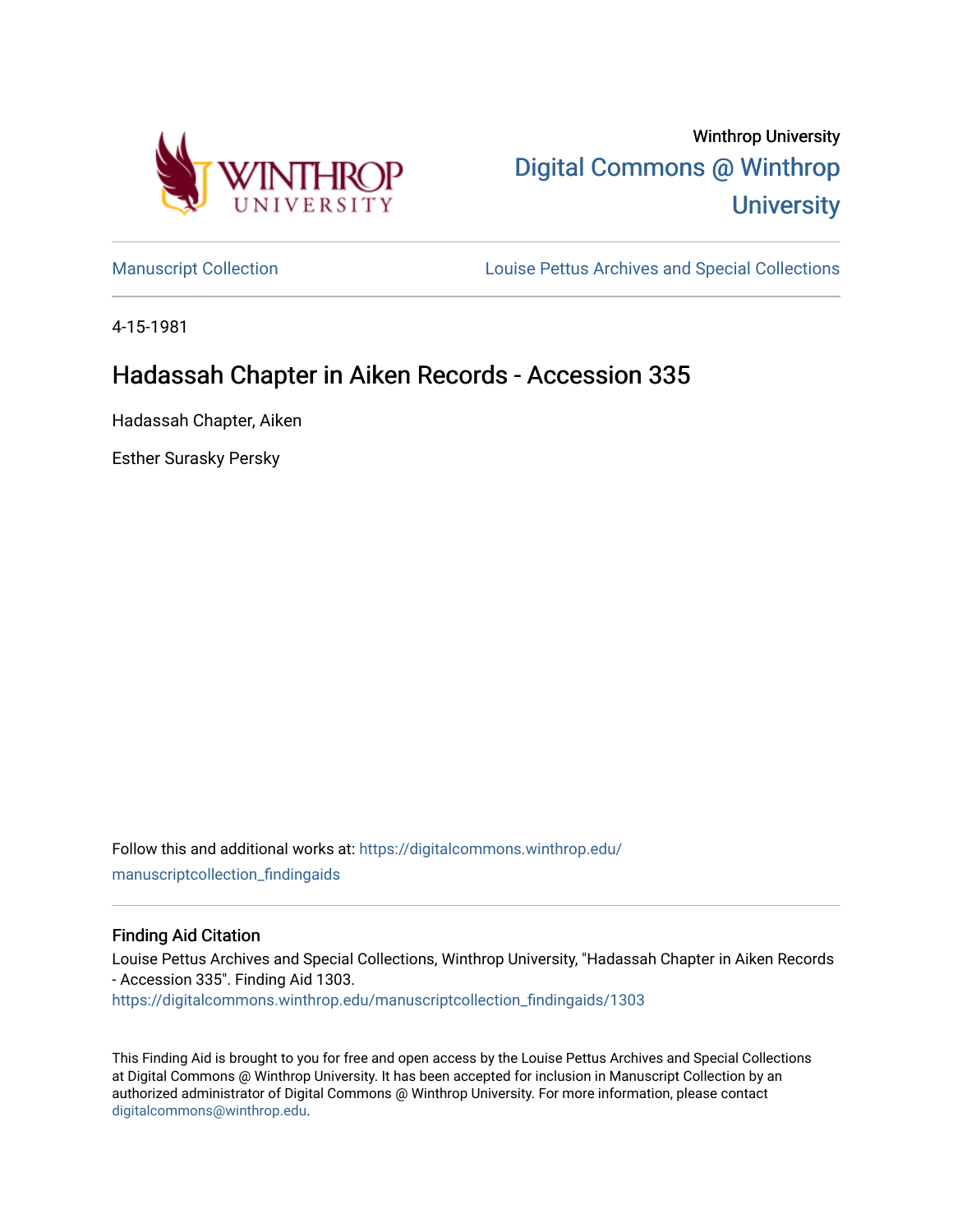Winthrop University

Digital Commons @ Winthrop University

Manuscript Collection

Louise Pettus Archives and Special Collections

4-15-1981

# Hadassah Chapter in Aiken Records - Accession 335

Hadassah Chapter, Aiken

Esther Surasky Persky

Follow this and additional works at: https://digitalcommons.winthrop.edu/manuscriptcollection_findingaids

## Finding Aid Citation

Louise Pettus Archives and Special Collections, Winthrop University, "Hadassah Chapter in Aiken Records - Accession 335". Finding Aid 1303.
https://digitalcommons.winthrop.edu/manuscriptcollection_findingaids/1303

This Finding Aid is brought to you for free and open access by the Louise Pettus Archives and Special Collections at Digital Commons @ Winthrop University. It has been accepted for inclusion in Manuscript Collection by an authorized administrator of Digital Commons @ Winthrop University. For more information, please contact digitalcommons@winthrop.edu.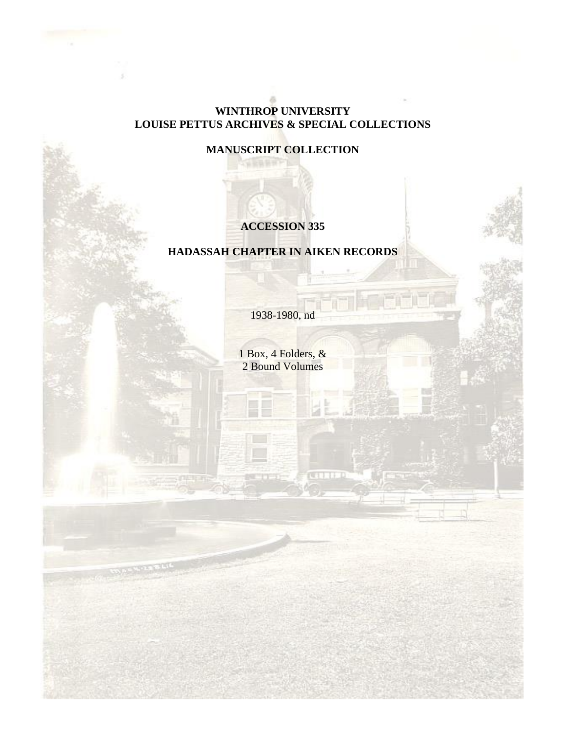**WINTHROP UNIVERSITY**
**LOUISE PETTUS ARCHIVES & SPECIAL COLLECTIONS**

**MANUSCRIPT COLLECTION**

**ACCESSION 335**

**HADASSAH CHAPTER IN AIKEN RECORDS**

1938-1980, nd

1 Box, 4 Folders, &
2 Bound Volumes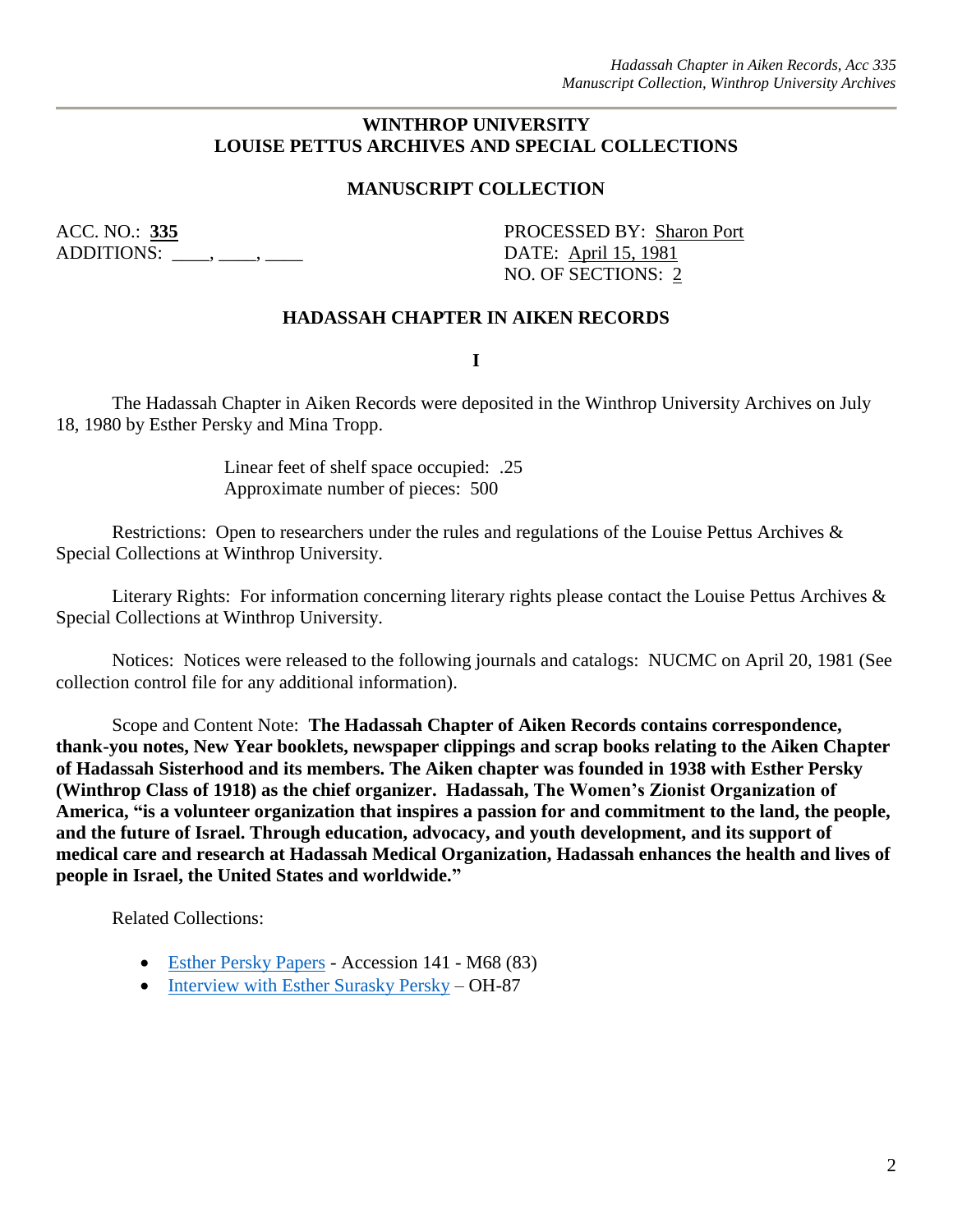**WINTHROP UNIVERSITY**
**LOUISE PETTUS ARCHIVES AND SPECIAL COLLECTIONS**

**MANUSCRIPT COLLECTION**

ACC. NO.: **335**
ADDITIONS: ____, ____, ____

PROCESSED BY: Sharon Port
DATE: April 15, 1981
NO. OF SECTIONS: 2

**HADASSAH CHAPTER IN AIKEN RECORDS**

**I**

The Hadassah Chapter in Aiken Records were deposited in the Winthrop University Archives on July 18, 1980 by Esther Persky and Mina Tropp.

Linear feet of shelf space occupied: .25
Approximate number of pieces: 500

Restrictions: Open to researchers under the rules and regulations of the Louise Pettus Archives & Special Collections at Winthrop University.

Literary Rights: For information concerning literary rights please contact the Louise Pettus Archives & Special Collections at Winthrop University.

Notices: Notices were released to the following journals and catalogs: NUCMC on April 20, 1981 (See collection control file for any additional information).

Scope and Content Note: **The Hadassah Chapter of Aiken Records contains correspondence, thank-you notes, New Year booklets, newspaper clippings and scrap books relating to the Aiken Chapter of Hadassah Sisterhood and its members. The Aiken chapter was founded in 1938 with Esther Persky (Winthrop Class of 1918) as the chief organizer. Hadassah, The Women's Zionist Organization of America, "is a volunteer organization that inspires a passion for and commitment to the land, the people, and the future of Israel. Through education, advocacy, and youth development, and its support of medical care and research at Hadassah Medical Organization, Hadassah enhances the health and lives of people in Israel, the United States and worldwide."**

Related Collections:

- Esther Persky Papers - Accession 141 - M68 (83)
- Interview with Esther Surasky Persky – OH-87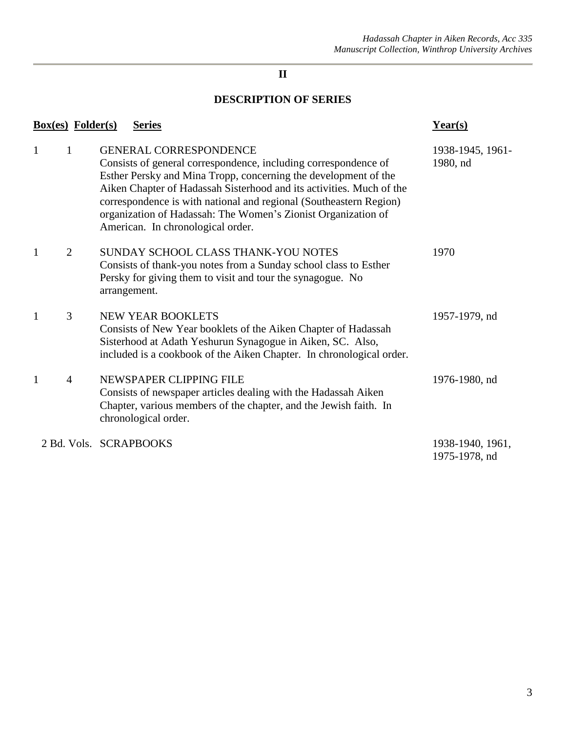## II

## DESCRIPTION OF SERIES

| Box(es) | Folder(s) | Series | Year(s) |
| --- | --- | --- | --- |
| 1 | 1 | GENERAL CORRESPONDENCE<br>Consists of general correspondence, including correspondence of Esther Persky and Mina Tropp, concerning the development of the Aiken Chapter of Hadassah Sisterhood and its activities. Much of the correspondence is with national and regional (Southeastern Region) organization of Hadassah: The Women's Zionist Organization of American. In chronological order. | 1938-1945, 1961-1980, nd |
| 1 | 2 | SUNDAY SCHOOL CLASS THANK-YOU NOTES<br>Consists of thank-you notes from a Sunday school class to Esther Persky for giving them to visit and tour the synagogue. No arrangement. | 1970 |
| 1 | 3 | NEW YEAR BOOKLETS<br>Consists of New Year booklets of the Aiken Chapter of Hadassah Sisterhood at Adath Yeshurun Synagogue in Aiken, SC. Also, included is a cookbook of the Aiken Chapter. In chronological order. | 1957-1979, nd |
| 1 | 4 | NEWSPAPER CLIPPING FILE<br>Consists of newspaper articles dealing with the Hadassah Aiken Chapter, various members of the chapter, and the Jewish faith. In chronological order. | 1976-1980, nd |
| 2 Bd. Vols. | | SCRAPBOOKS | 1938-1940, 1961, 1975-1978, nd |